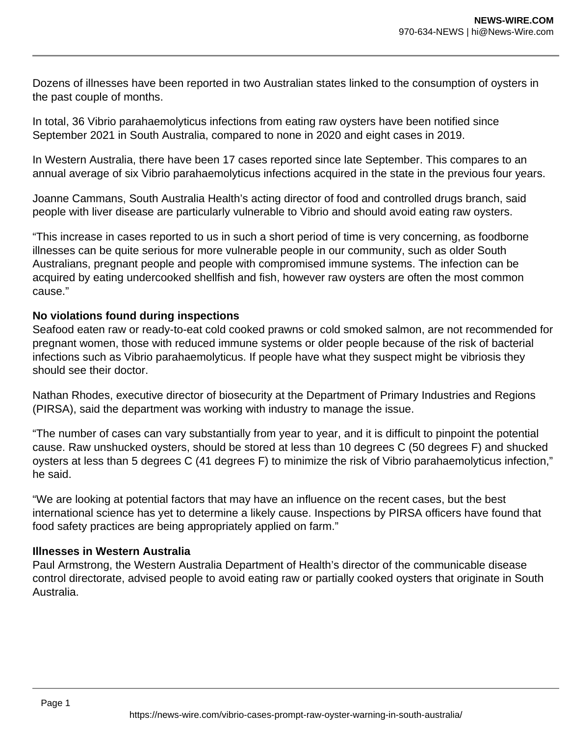Dozens of illnesses have been reported in two Australian states linked to the consumption of oysters in the past couple of months.

In total, 36 Vibrio parahaemolyticus infections from eating raw oysters have been notified since September 2021 in South Australia, compared to none in 2020 and eight cases in 2019.

In Western Australia, there have been 17 cases reported since late September. This compares to an annual average of six Vibrio parahaemolyticus infections acquired in the state in the previous four years.

Joanne Cammans, South Australia Health's acting director of food and controlled drugs branch, said people with liver disease are particularly vulnerable to Vibrio and should avoid eating raw oysters.

"This increase in cases reported to us in such a short period of time is very concerning, as foodborne illnesses can be quite serious for more vulnerable people in our community, such as older South Australians, pregnant people and people with compromised immune systems. The infection can be acquired by eating undercooked shellfish and fish, however raw oysters are often the most common cause."

**No violations found during inspections**

Seafood eaten raw or ready-to-eat cold cooked prawns or cold smoked salmon, are not recommended for pregnant women, those with reduced immune systems or older people because of the risk of bacterial infections such as Vibrio parahaemolyticus. If people have what they suspect might be vibriosis they should see their doctor.

Nathan Rhodes, executive director of biosecurity at the Department of Primary Industries and Regions (PIRSA), said the department was working with industry to manage the issue.

"The number of cases can vary substantially from year to year, and it is difficult to pinpoint the potential cause. Raw unshucked oysters, should be stored at less than 10 degrees C (50 degrees F) and shucked oysters at less than 5 degrees C (41 degrees F) to minimize the risk of Vibrio parahaemolyticus infection," he said.

"We are looking at potential factors that may have an influence on the recent cases, but the best international science has yet to determine a likely cause. Inspections by PIRSA officers have found that food safety practices are being appropriately applied on farm."

**Illnesses in Western Australia**

Paul Armstrong, the Western Australia Department of Health's director of the communicable disease control directorate, advised people to avoid eating raw or partially cooked oysters that originate in South Australia.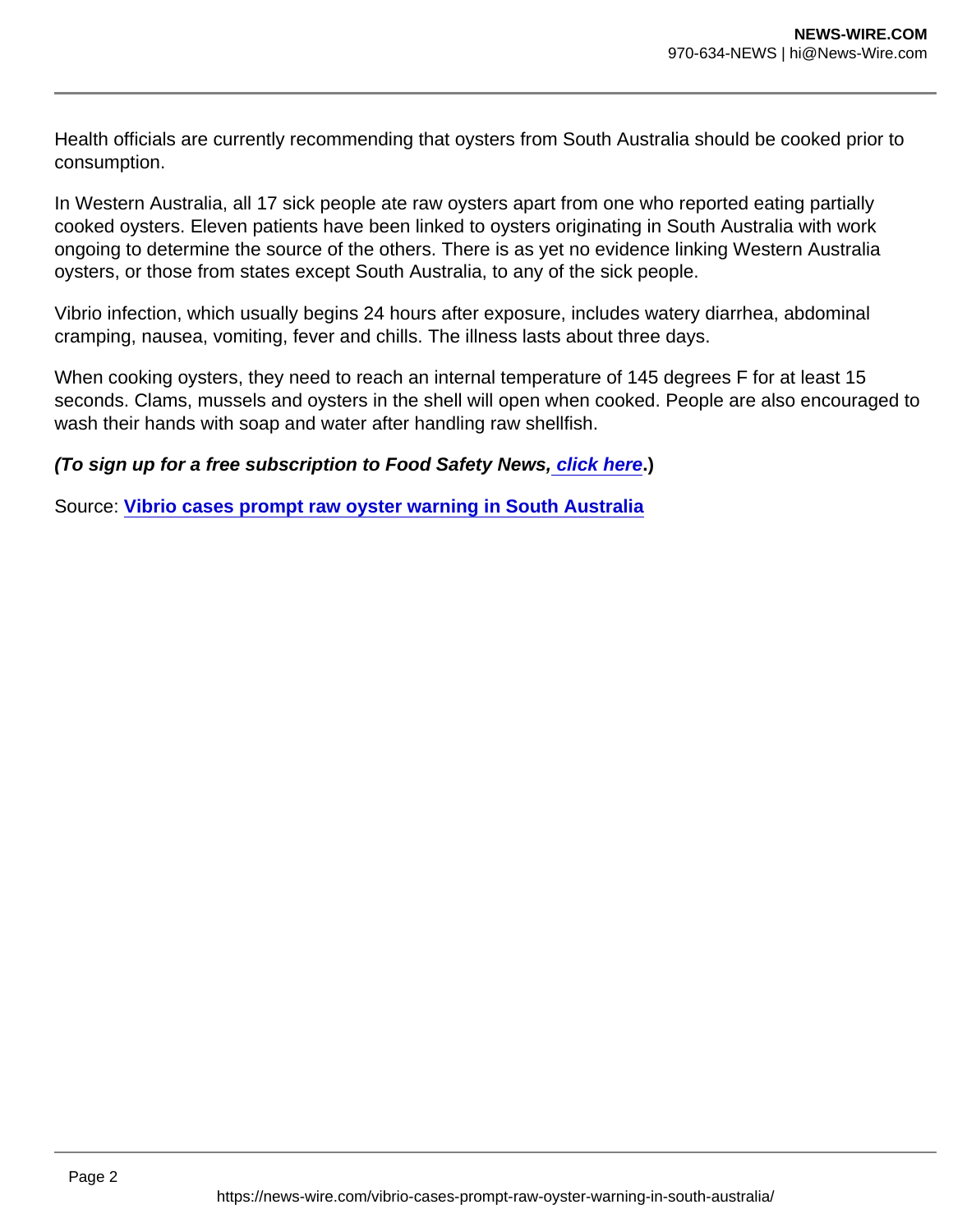Health officials are currently recommending that oysters from South Australia should be cooked prior to consumption.

In Western Australia, all 17 sick people ate raw oysters apart from one who reported eating partially cooked oysters. Eleven patients have been linked to oysters originating in South Australia with work ongoing to determine the source of the others. There is as yet no evidence linking Western Australia oysters, or those from states except South Australia, to any of the sick people.

Vibrio infection, which usually begins 24 hours after exposure, includes watery diarrhea, abdominal cramping, nausea, vomiting, fever and chills. The illness lasts about three days.

When cooking oysters, they need to reach an internal temperature of 145 degrees F for at least 15 seconds. Clams, mussels and oysters in the shell will open when cooked. People are also encouraged to wash their hands with soap and water after handling raw shellfish.

***(To sign up for a free subscription to Food Safety News,* click here.)**

Source: **Vibrio cases prompt raw oyster warning in South Australia**